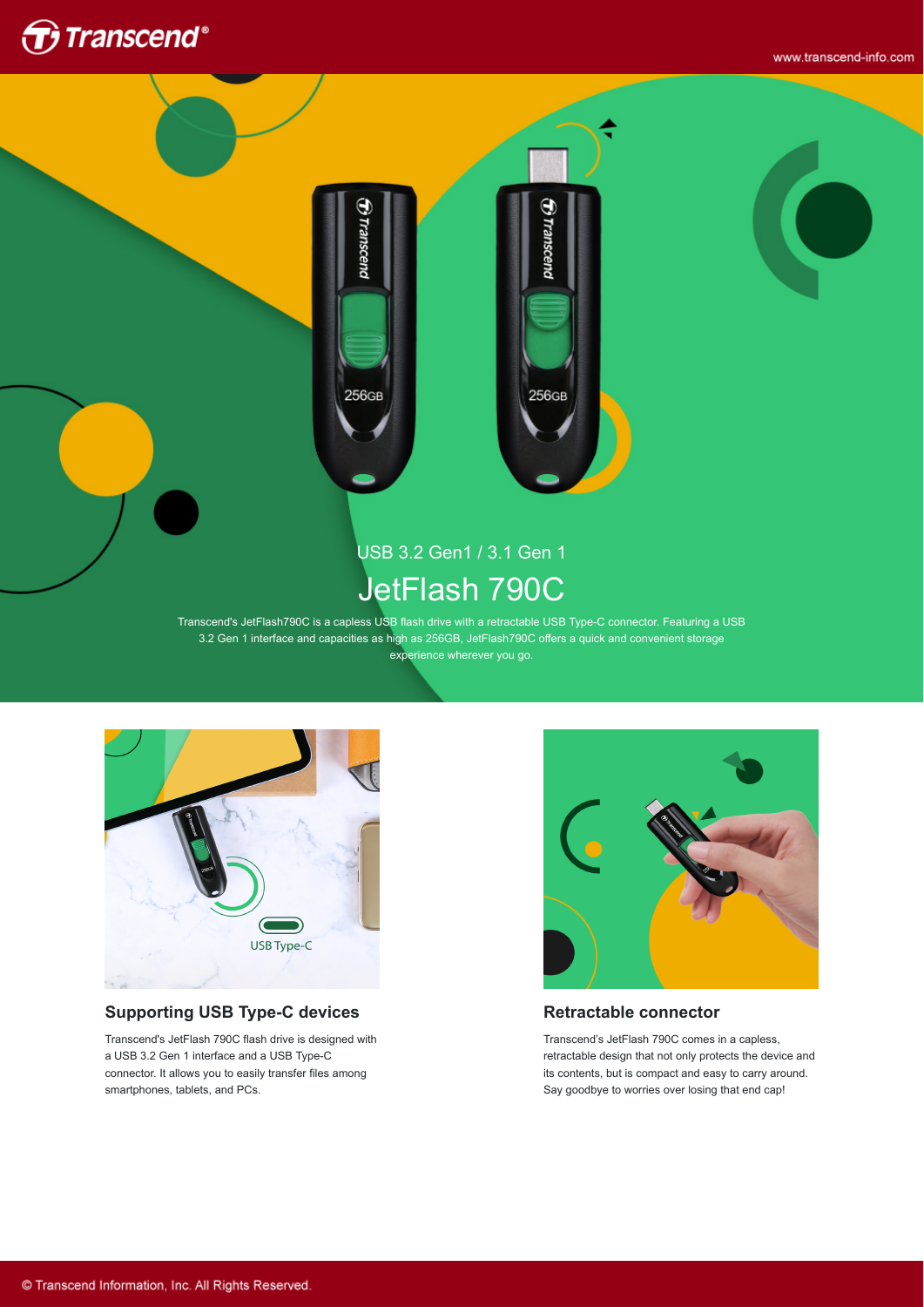USB 3.2 Gen1 / 3.1 Gen 1

# JetFlash 790C

Transcend's JetFlash790C is a capless USB flash drive with a retractable USB Type-C connector. Featuring a USB 3.2 Gen 1 interface and capacities as high as 256GB, JetFlash790C offers a quick and convenient storage experience wherever you go.

### Supporting USB Type-C devices

Transcend's JetFlash 790C flash drive is designed with a USB 3.2 Gen 1 interface and a USB Type-C connector. It allows you to easily transfer files among smartphones, tablets, and PCs.

### Retractable connector

Transcend's JetFlash 790C comes in a capless, retractable design that not only protects the device and its contents, but is compact and easy to carry around. Say goodbye to worries over losing that end cap!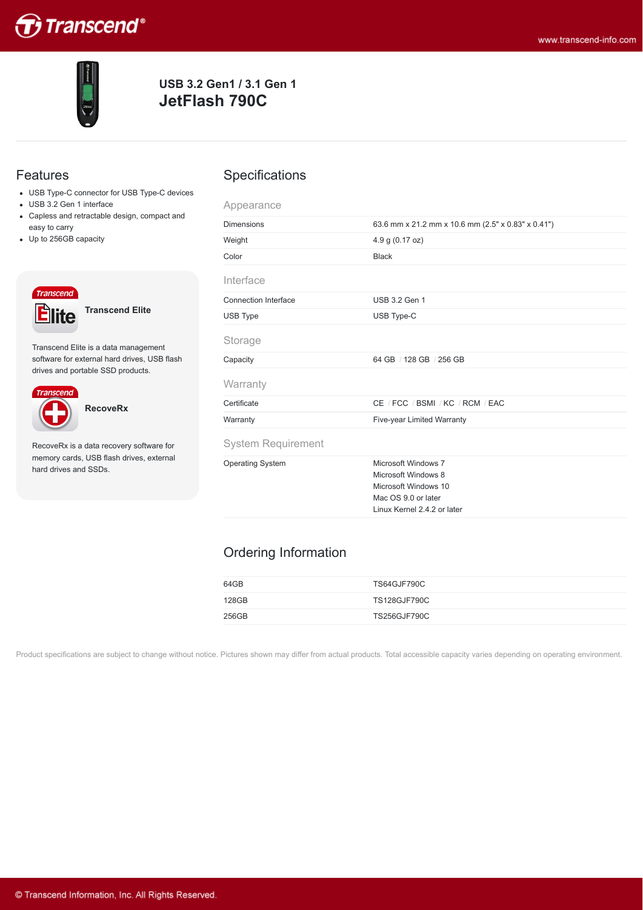# USB 3.2 Gen1 / 3.1 Gen 1
# JetFlash 790C

## Features

- USB Type-C connector for USB Type-C devices
- USB 3.2 Gen 1 interface
- Capless and retractable design, compact and easy to carry
- Up to 256GB capacity

**Transcend Elite**

Transcend Elite is a data management software for external hard drives, USB flash drives and portable SSD products.

**RecoveRx**

RecoveRx is a data recovery software for memory cards, USB flash drives, external hard drives and SSDs.

## Specifications

### Appearance

| | |
|---|---|
| Dimensions | 63.6 mm x 21.2 mm x 10.6 mm (2.5" x 0.83" x 0.41") |
| Weight | 4.9 g (0.17 oz) |
| Color | Black |

### Interface

| | |
|---|---|
| Connection Interface | USB 3.2 Gen 1 |
| USB Type | USB Type-C |

### Storage

| | |
|---|---|
| Capacity | 64 GB / 128 GB / 256 GB |

### Warranty

| | |
|---|---|
| Certificate | CE / FCC / BSMI / KC / RCM / EAC |
| Warranty | Five-year Limited Warranty |

### System Requirement

| | |
|---|---|
| Operating System | Microsoft Windows 7<br>Microsoft Windows 8<br>Microsoft Windows 10<br>Mac OS 9.0 or later<br>Linux Kernel 2.4.2 or later |

## Ordering Information

| | |
|---|---|
| 64GB | TS64GJF790C |
| 128GB | TS128GJF790C |
| 256GB | TS256GJF790C |

Product specifications are subject to change without notice. Pictures shown may differ from actual products. Total accessible capacity varies depending on operating environment.